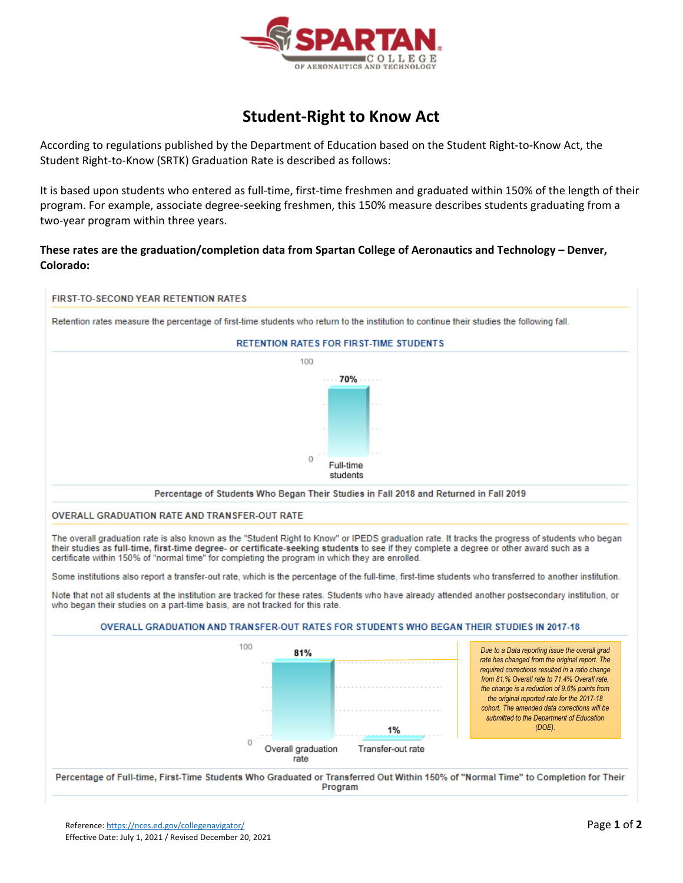# Student-Right to Know Act

According to regulations published by the Department of Education based on the Student Right-to-Know Act, the Student Right-to-Know (SRTK) Graduation Rate is described as follows:

It is based upon students who entered as full-time, first-time freshmen and graduated within 150% of the length of their program. For example, associate degree-seeking freshmen, this 150% measure describes students graduating from a two-year program within three years.

**These rates are the graduation/completion data from Spartan College of Aeronautics and Technology – Denver, Colorado:**

## FIRST-TO-SECOND YEAR RETENTION RATES

Retention rates measure the percentage of first-time students who return to the institution to continue their studies the following fall.

### RETENTION RATES FOR FIRST-TIME STUDENTS

| | Full-time students |
|---|---|
| Retention rate | 70% |

Percentage of Students Who Began Their Studies in Fall 2018 and Returned in Fall 2019

## OVERALL GRADUATION RATE AND TRANSFER-OUT RATE

The overall graduation rate is also known as the "Student Right to Know" or IPEDS graduation rate. It tracks the progress of students who began their studies as **full-time, first-time degree- or certificate-seeking students** to see if they complete a degree or other award such as a certificate within 150% of "normal time" for completing the program in which they are enrolled.

Some institutions also report a transfer-out rate, which is the percentage of the full-time, first-time students who transferred to another institution.

Note that not all students at the institution are tracked for these rates. Students who have already attended another postsecondary institution, or who began their studies on a part-time basis, are not tracked for this rate.

### OVERALL GRADUATION AND TRANSFER-OUT RATES FOR STUDENTS WHO BEGAN THEIR STUDIES IN 2017-18

| Overall graduation rate | Transfer-out rate |
|---|---|
| 81% | 1% |

*Due to a Data reporting issue the overall grad rate has changed from the original report. The required corrections resulted in a ratio change from 81.% Overall rate to 71.4% Overall rate, the change is a reduction of 9.6% points from the original reported rate for the 2017-18 cohort. The amended data corrections will be submitted to the Department of Education (DOE).*

Percentage of Full-time, First-Time Students Who Graduated or Transferred Out Within 150% of "Normal Time" to Completion for Their Program

Reference: https://nces.ed.gov/collegenavigator/
Effective Date: July 1, 2021 / Revised December 20, 2021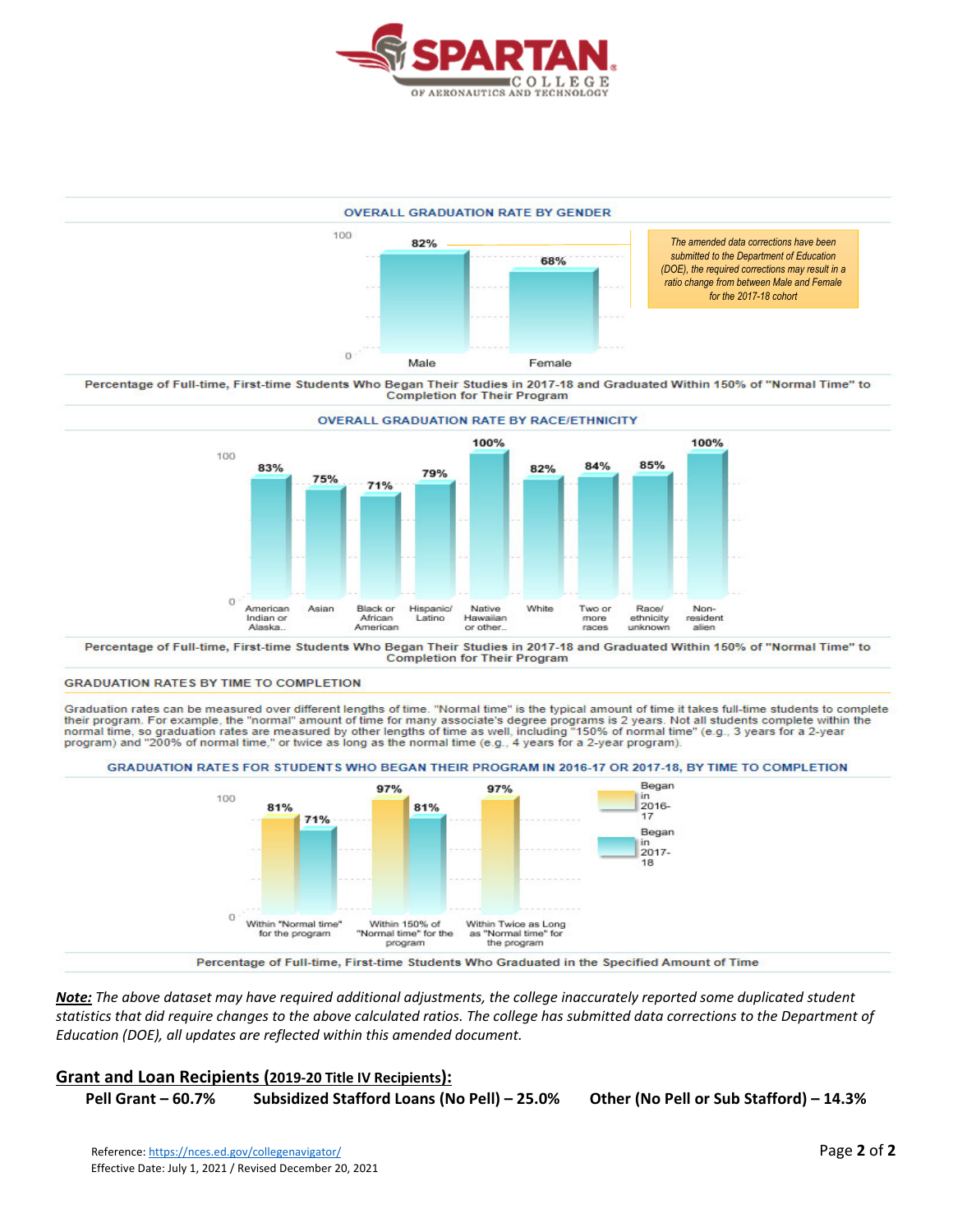SPARTAN COLLEGE OF AERONAUTICS AND TECHNOLOGY

### OVERALL GRADUATION RATE BY GENDER

100

82%

68%

0

Male

Female

*The amended data corrections have been submitted to the Department of Education (DOE), the required corrections may result in a ratio change from between Male and Female for the 2017-18 cohort*

Percentage of Full-time, First-time Students Who Began Their Studies in 2017-18 and Graduated Within 150% of "Normal Time" to Completion for Their Program

### OVERALL GRADUATION RATE BY RACE/ETHNICITY

100

0

83% American Indian or Alaska..

75% Asian

71% Black or African American

79% Hispanic/ Latino

100% Native Hawaiian or other..

82% White

84% Two or more races

85% Race/ ethnicity unknown

100% Non-resident alien

Percentage of Full-time, First-time Students Who Began Their Studies in 2017-18 and Graduated Within 150% of "Normal Time" to Completion for Their Program

### GRADUATION RATES BY TIME TO COMPLETION

Graduation rates can be measured over different lengths of time. "Normal time" is the typical amount of time it takes full-time students to complete their program. For example, the "normal" amount of time for many associate's degree programs is 2 years. Not all students complete within the normal time, so graduation rates are measured by other lengths of time as well, including "150% of normal time" (e.g., 3 years for a 2-year program) and "200% of normal time," or twice as long as the normal time (e.g., 4 years for a 2-year program).

### GRADUATION RATES FOR STUDENTS WHO BEGAN THEIR PROGRAM IN 2016-17 OR 2017-18, BY TIME TO COMPLETION

100

0

Within "Normal time" for the program: 81% 71%

Within 150% of "Normal time" for the program: 97% 81%

Within Twice as Long as "Normal time" for the program: 97%

Began in 2016-17

Began in 2017-18

Percentage of Full-time, First-time Students Who Graduated in the Specified Amount of Time

***Note:*** *The above dataset may have required additional adjustments, the college inaccurately reported some duplicated student statistics that did require changes to the above calculated ratios. The college has submitted data corrections to the Department of Education (DOE), all updates are reflected within this amended document.*

## Grant and Loan Recipients (2019-20 Title IV Recipients):

**Pell Grant – 60.7%  Subsidized Stafford Loans (No Pell) – 25.0%  Other (No Pell or Sub Stafford) – 14.3%**

Reference: https://nces.ed.gov/collegenavigator/
Effective Date: July 1, 2021 / Revised December 20, 2021